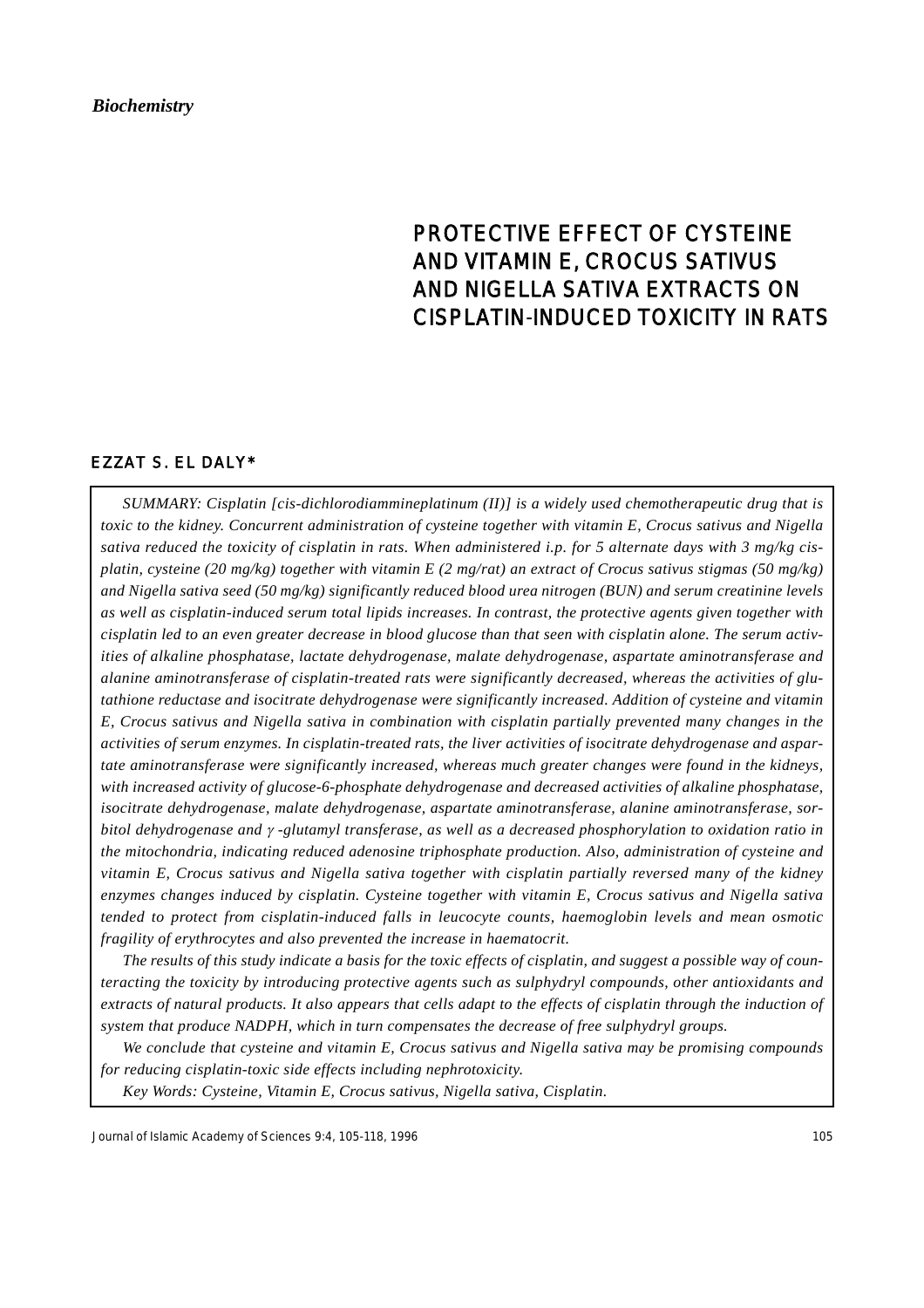*Biochemistry*

# PROTECTIVE EFFECT OF CYSTEINE AND VITAMIN E, CROCUS SATIVUS AND NIGELLA SATIVA EXTRACTS ON CISPLATIN-INDUCED TOXICITY IN RATS

## EZZAT S. EL DALY*

*SUMMARY: Cisplatin [cis-dichlorodiammineplatinum (II)] is a widely used chemotherapeutic drug that is toxic to the kidney. Concurrent administration of cysteine together with vitamin E, Crocus sativus and Nigella sativa reduced the toxicity of cisplatin in rats. When administered i.p. for 5 alternate days with 3 mg/kg cisplatin, cysteine (20 mg/kg) together with vitamin E (2 mg/rat) an extract of Crocus sativus stigmas (50 mg/kg) and Nigella sativa seed (50 mg/kg) significantly reduced blood urea nitrogen (BUN) and serum creatinine levels as well as cisplatin-induced serum total lipids increases. In contrast, the protective agents given together with cisplatin led to an even greater decrease in blood glucose than that seen with cisplatin alone. The serum activities of alkaline phosphatase, lactate dehydrogenase, malate dehydrogenase, aspartate aminotransferase and alanine aminotransferase of cisplatin-treated rats were significantly decreased, whereas the activities of glutathione reductase and isocitrate dehydrogenase were significantly increased. Addition of cysteine and vitamin E, Crocus sativus and Nigella sativa in combination with cisplatin partially prevented many changes in the activities of serum enzymes. In cisplatin-treated rats, the liver activities of isocitrate dehydrogenase and aspartate aminotransferase were significantly increased, whereas much greater changes were found in the kidneys, with increased activity of glucose-6-phosphate dehydrogenase and decreased activities of alkaline phosphatase, isocitrate dehydrogenase, malate dehydrogenase, aspartate aminotransferase, alanine aminotransferase, sorbitol dehydrogenase and $\gamma$-glutamyl transferase, as well as a decreased phosphorylation to oxidation ratio in the mitochondria, indicating reduced adenosine triphosphate production. Also, administration of cysteine and vitamin E, Crocus sativus and Nigella sativa together with cisplatin partially reversed many of the kidney enzymes changes induced by cisplatin. Cysteine together with vitamin E, Crocus sativus and Nigella sativa tended to protect from cisplatin-induced falls in leucocyte counts, haemoglobin levels and mean osmotic fragility of erythrocytes and also prevented the increase in haematocrit.*

*The results of this study indicate a basis for the toxic effects of cisplatin, and suggest a possible way of counteracting the toxicity by introducing protective agents such as sulphydryl compounds, other antioxidants and extracts of natural products. It also appears that cells adapt to the effects of cisplatin through the induction of system that produce NADPH, which in turn compensates the decrease of free sulphydryl groups.*

*We conclude that cysteine and vitamin E, Crocus sativus and Nigella sativa may be promising compounds for reducing cisplatin-toxic side effects including nephrotoxicity.*

*Key Words: Cysteine, Vitamin E, Crocus sativus, Nigella sativa, Cisplatin.*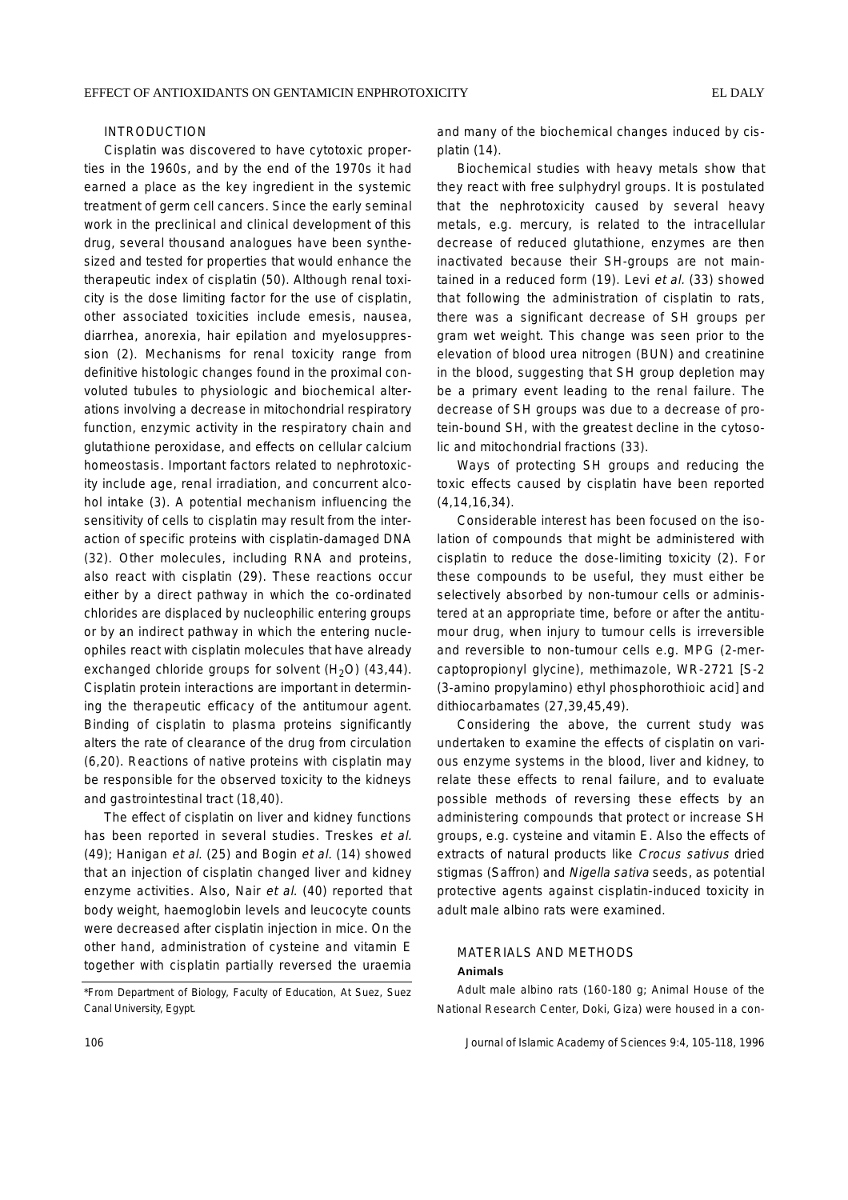## INTRODUCTION

Cisplatin was discovered to have cytotoxic properties in the 1960s, and by the end of the 1970s it had earned a place as the key ingredient in the systemic treatment of germ cell cancers. Since the early seminal work in the preclinical and clinical development of this drug, several thousand analogues have been synthesized and tested for properties that would enhance the therapeutic index of cisplatin (50). Although renal toxicity is the dose limiting factor for the use of cisplatin, other associated toxicities include emesis, nausea, diarrhea, anorexia, hair epilation and myelosuppression (2). Mechanisms for renal toxicity range from definitive histologic changes found in the proximal convoluted tubules to physiologic and biochemical alterations involving a decrease in mitochondrial respiratory function, enzymic activity in the respiratory chain and glutathione peroxidase, and effects on cellular calcium homeostasis. Important factors related to nephrotoxicity include age, renal irradiation, and concurrent alcohol intake (3). A potential mechanism influencing the sensitivity of cells to cisplatin may result from the interaction of specific proteins with cisplatin-damaged DNA (32). Other molecules, including RNA and proteins, also react with cisplatin (29). These reactions occur either by a direct pathway in which the co-ordinated chlorides are displaced by nucleophilic entering groups or by an indirect pathway in which the entering nucleophiles react with cisplatin molecules that have already exchanged chloride groups for solvent ($H_2O$) (43,44). Cisplatin protein interactions are important in determining the therapeutic efficacy of the antitumour agent. Binding of cisplatin to plasma proteins significantly alters the rate of clearance of the drug from circulation (6,20). Reactions of native proteins with cisplatin may be responsible for the observed toxicity to the kidneys and gastrointestinal tract (18,40).

The effect of cisplatin on liver and kidney functions has been reported in several studies. Treskes *et al.* (49); Hanigan *et al.* (25) and Bogin *et al.* (14) showed that an injection of cisplatin changed liver and kidney enzyme activities. Also, Nair *et al.* (40) reported that body weight, haemoglobin levels and leucocyte counts were decreased after cisplatin injection in mice. On the other hand, administration of cysteine and vitamin E together with cisplatin partially reversed the uraemia and many of the biochemical changes induced by cisplatin (14).

Biochemical studies with heavy metals show that they react with free sulphydryl groups. It is postulated that the nephrotoxicity caused by several heavy metals, e.g. mercury, is related to the intracellular decrease of reduced glutathione, enzymes are then inactivated because their SH-groups are not maintained in a reduced form (19). Levi *et al.* (33) showed that following the administration of cisplatin to rats, there was a significant decrease of SH groups per gram wet weight. This change was seen prior to the elevation of blood urea nitrogen (BUN) and creatinine in the blood, suggesting that SH group depletion may be a primary event leading to the renal failure. The decrease of SH groups was due to a decrease of protein-bound SH, with the greatest decline in the cytosolic and mitochondrial fractions (33).

Ways of protecting SH groups and reducing the toxic effects caused by cisplatin have been reported (4,14,16,34).

Considerable interest has been focused on the isolation of compounds that might be administered with cisplatin to reduce the dose-limiting toxicity (2). For these compounds to be useful, they must either be selectively absorbed by non-tumour cells or administered at an appropriate time, before or after the antitumour drug, when injury to tumour cells is irreversible and reversible to non-tumour cells e.g. MPG (2-mercaptopropionyl glycine), methimazole, WR-2721 [S-2 (3-amino propylamino) ethyl phosphorothioic acid] and dithiocarbamates (27,39,45,49).

Considering the above, the current study was undertaken to examine the effects of cisplatin on various enzyme systems in the blood, liver and kidney, to relate these effects to renal failure, and to evaluate possible methods of reversing these effects by an administering compounds that protect or increase SH groups, e.g. cysteine and vitamin E. Also the effects of extracts of natural products like *Crocus sativus* dried stigmas (Saffron) and *Nigella sativa* seeds, as potential protective agents against cisplatin-induced toxicity in adult male albino rats were examined.

## MATERIALS AND METHODS

### Animals

Adult male albino rats (160-180 g; Animal House of the National Research Center, Doki, Giza) were housed in a con-

*From Department of Biology, Faculty of Education, At Suez, Suez Canal University, Egypt.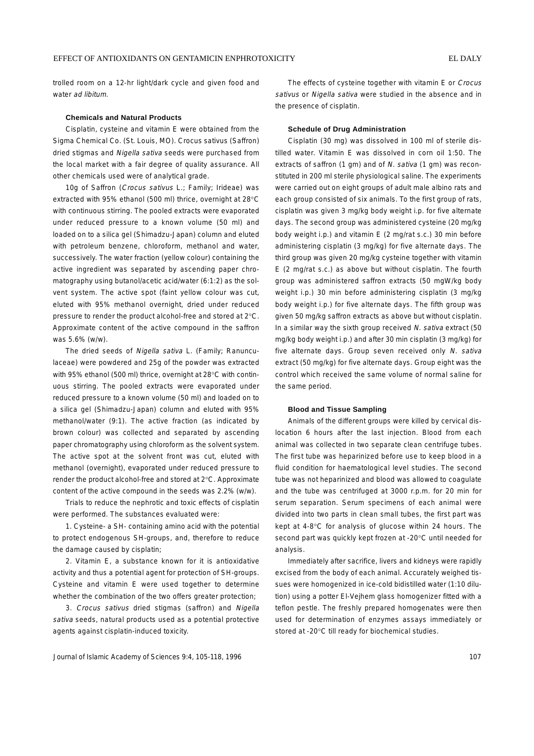trolled room on a 12-hr light/dark cycle and given food and water *ad libitum*.

### Chemicals and Natural Products

Cisplatin, cysteine and vitamin E were obtained from the Sigma Chemical Co. (St. Louis, MO). Crocus sativus (Saffron) dried stigmas and *Nigella sativa* seeds were purchased from the local market with a fair degree of quality assurance. All other chemicals used were of analytical grade.

10g of Saffron (*Crocus sativus* L.; Family; Irideae) was extracted with 95% ethanol (500 ml) thrice, overnight at 28°C with continuous stirring. The pooled extracts were evaporated under reduced pressure to a known volume (50 ml) and loaded on to a silica gel (Shimadzu-Japan) column and eluted with petroleum benzene, chloroform, methanol and water, successively. The water fraction (yellow colour) containing the active ingredient was separated by ascending paper chromatography using butanol/acetic acid/water (6:1:2) as the solvent system. The active spot (faint yellow colour was cut, eluted with 95% methanol overnight, dried under reduced pressure to render the product alcohol-free and stored at 2°C. Approximate content of the active compound in the saffron was 5.6% (w/w).

The dried seeds of *Nigella sativa* L. (Family; Ranunculaceae) were powdered and 25g of the powder was extracted with 95% ethanol (500 ml) thrice, overnight at 28°C with continuous stirring. The pooled extracts were evaporated under reduced pressure to a known volume (50 ml) and loaded on to a silica gel (Shimadzu-Japan) column and eluted with 95% methanol/water (9:1). The active fraction (as indicated by brown colour) was collected and separated by ascending paper chromatography using chloroform as the solvent system. The active spot at the solvent front was cut, eluted with methanol (overnight), evaporated under reduced pressure to render the product alcohol-free and stored at 2°C. Approximate content of the active compound in the seeds was 2.2% (w/w).

Trials to reduce the nephrotic and toxic effects of cisplatin were performed. The substances evaluated were:

1. Cysteine- a SH- containing amino acid with the potential to protect endogenous SH-groups, and, therefore to reduce the damage caused by cisplatin;

2. Vitamin E, a substance known for it is antioxidative activity and thus a potential agent for protection of SH-groups. Cysteine and vitamin E were used together to determine whether the combination of the two offers greater protection;

3. *Crocus sativus* dried stigmas (saffron) and *Nigella sativa* seeds, natural products used as a potential protective agents against cisplatin-induced toxicity.

The effects of cysteine together with vitamin E or *Crocus sativus* or *Nigella sativa* were studied in the absence and in the presence of cisplatin.

### Schedule of Drug Administration

Cisplatin (30 mg) was dissolved in 100 ml of sterile distilled water. Vitamin E was dissolved in corn oil 1:50. The extracts of saffron (1 gm) and of *N. sativa* (1 gm) was reconstituted in 200 ml sterile physiological saline. The experiments were carried out on eight groups of adult male albino rats and each group consisted of six animals. To the first group of rats, cisplatin was given 3 mg/kg body weight i.p. for five alternate days. The second group was administered cysteine (20 mg/kg body weight i.p.) and vitamin E (2 mg/rat s.c.) 30 min before administering cisplatin (3 mg/kg) for five alternate days. The third group was given 20 mg/kg cysteine together with vitamin E (2 mg/rat s.c.) as above but without cisplatin. The fourth group was administered saffron extracts (50 mgW/kg body weight i.p.) 30 min before administering cisplatin (3 mg/kg body weight i.p.) for five alternate days. The fifth group was given 50 mg/kg saffron extracts as above but without cisplatin. In a similar way the sixth group received *N. sativa* extract (50 mg/kg body weight i.p.) and after 30 min cisplatin (3 mg/kg) for five alternate days. Group seven received only *N. sativa* extract (50 mg/kg) for five alternate days. Group eight was the control which received the same volume of normal saline for the same period.

### Blood and Tissue Sampling

Animals of the different groups were killed by cervical dislocation 6 hours after the last injection. Blood from each animal was collected in two separate clean centrifuge tubes. The first tube was heparinized before use to keep blood in a fluid condition for haematological level studies. The second tube was not heparinized and blood was allowed to coagulate and the tube was centrifuged at 3000 r.p.m. for 20 min for serum separation. Serum specimens of each animal were divided into two parts in clean small tubes, the first part was kept at 4-8°C for analysis of glucose within 24 hours. The second part was quickly kept frozen at -20°C until needed for analysis.

Immediately after sacrifice, livers and kidneys were rapidly excised from the body of each animal. Accurately weighed tissues were homogenized in ice-cold bidistilled water (1:10 dilution) using a potter El-Vejhem glass homogenizer fitted with a teflon pestle. The freshly prepared homogenates were then used for determination of enzymes assays immediately or stored at -20°C till ready for biochemical studies.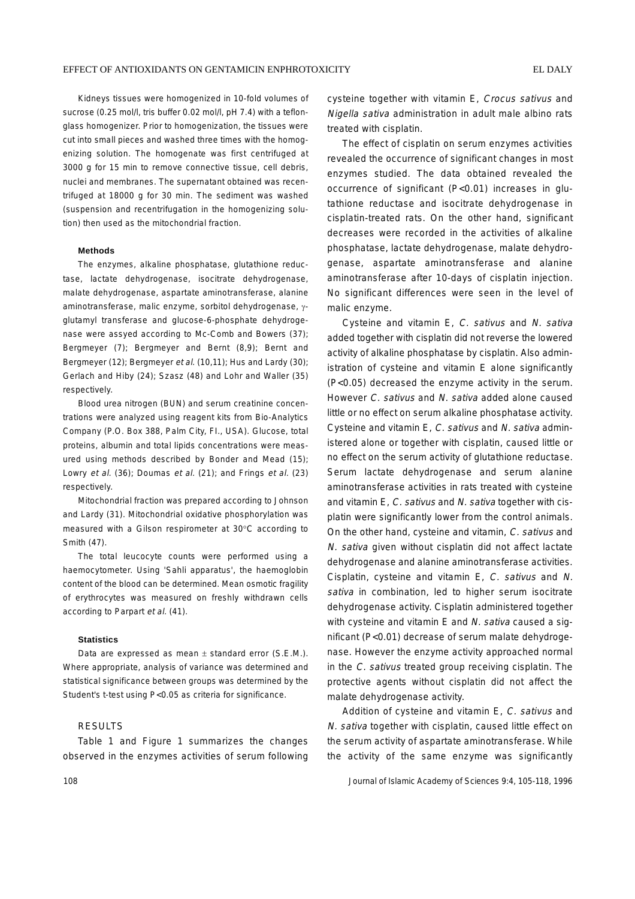Kidneys tissues were homogenized in 10-fold volumes of sucrose (0.25 mol/l, tris buffer 0.02 mol/l, pH 7.4) with a teflon-glass homogenizer. Prior to homogenization, the tissues were cut into small pieces and washed three times with the homogenizing solution. The homogenate was first centrifuged at 3000 g for 15 min to remove connective tissue, cell debris, nuclei and membranes. The supernatant obtained was recentrifuged at 18000 g for 30 min. The sediment was washed (suspension and recentrifugation in the homogenizing solution) then used as the mitochondrial fraction.

#### Methods

The enzymes, alkaline phosphatase, glutathione reductase, lactate dehydrogenase, isocitrate dehydrogenase, malate dehydrogenase, aspartate aminotransferase, alanine aminotransferase, malic enzyme, sorbitol dehydrogenase, $\gamma$-glutamyl transferase and glucose-6-phosphate dehydrogenase were assyed according to Mc-Comb and Bowers (37); Bergmeyer (7); Bergmeyer and Bernt (8,9); Bernt and Bergmeyer (12); Bergmeyer *et al.* (10,11); Hus and Lardy (30); Gerlach and Hiby (24); Szasz (48) and Lohr and Waller (35) respectively.

Blood urea nitrogen (BUN) and serum creatinine concentrations were analyzed using reagent kits from Bio-Analytics Company (P.O. Box 388, Palm City, Fl., USA). Glucose, total proteins, albumin and total lipids concentrations were measured using methods described by Bonder and Mead (15); Lowry *et al.* (36); Doumas *et al.* (21); and Frings *et al.* (23) respectively.

Mitochondrial fraction was prepared according to Johnson and Lardy (31). Mitochondrial oxidative phosphorylation was measured with a Gilson respirometer at 30°C according to Smith (47).

The total leucocyte counts were performed using a haemocytometer. Using 'Sahli apparatus', the haemoglobin content of the blood can be determined. Mean osmotic fragility of erythrocytes was measured on freshly withdrawn cells according to Parpart *et al.* (41).

#### Statistics

Data are expressed as mean ± standard error (S.E.M.). Where appropriate, analysis of variance was determined and statistical significance between groups was determined by the Student's t-test using $P<0.05$ as criteria for significance.

## RESULTS

Table 1 and Figure 1 summarizes the changes observed in the enzymes activities of serum following cysteine together with vitamin E, *Crocus sativus* and *Nigella sativa* administration in adult male albino rats treated with cisplatin.

The effect of cisplatin on serum enzymes activities revealed the occurrence of significant changes in most enzymes studied. The data obtained revealed the occurrence of significant ($P<0.01$) increases in glutathione reductase and isocitrate dehydrogenase in cisplatin-treated rats. On the other hand, significant decreases were recorded in the activities of alkaline phosphatase, lactate dehydrogenase, malate dehydrogenase, aspartate aminotransferase and alanine aminotransferase after 10-days of cisplatin injection. No significant differences were seen in the level of malic enzyme.

Cysteine and vitamin E, *C. sativus* and *N. sativa* added together with cisplatin did not reverse the lowered activity of alkaline phosphatase by cisplatin. Also administration of cysteine and vitamin E alone significantly ($P<0.05$) decreased the enzyme activity in the serum. However *C. sativus* and *N. sativa* added alone caused little or no effect on serum alkaline phosphatase activity. Cysteine and vitamin E, *C. sativus* and *N. sativa* administered alone or together with cisplatin, caused little or no effect on the serum activity of glutathione reductase. Serum lactate dehydrogenase and serum alanine aminotransferase activities in rats treated with cysteine and vitamin E, *C. sativus* and *N. sativa* together with cisplatin were significantly lower from the control animals. On the other hand, cysteine and vitamin, *C. sativus* and *N. sativa* given without cisplatin did not affect lactate dehydrogenase and alanine aminotransferase activities. Cisplatin, cysteine and vitamin E, *C. sativus* and *N. sativa* in combination, led to higher serum isocitrate dehydrogenase activity. Cisplatin administered together with cysteine and vitamin E and *N. sativa* caused a significant ($P<0.01$) decrease of serum malate dehydrogenase. However the enzyme activity approached normal in the *C. sativus* treated group receiving cisplatin. The protective agents without cisplatin did not affect the malate dehydrogenase activity.

Addition of cysteine and vitamin E, *C. sativus* and *N. sativa* together with cisplatin, caused little effect on the serum activity of aspartate aminotransferase. While the activity of the same enzyme was significantly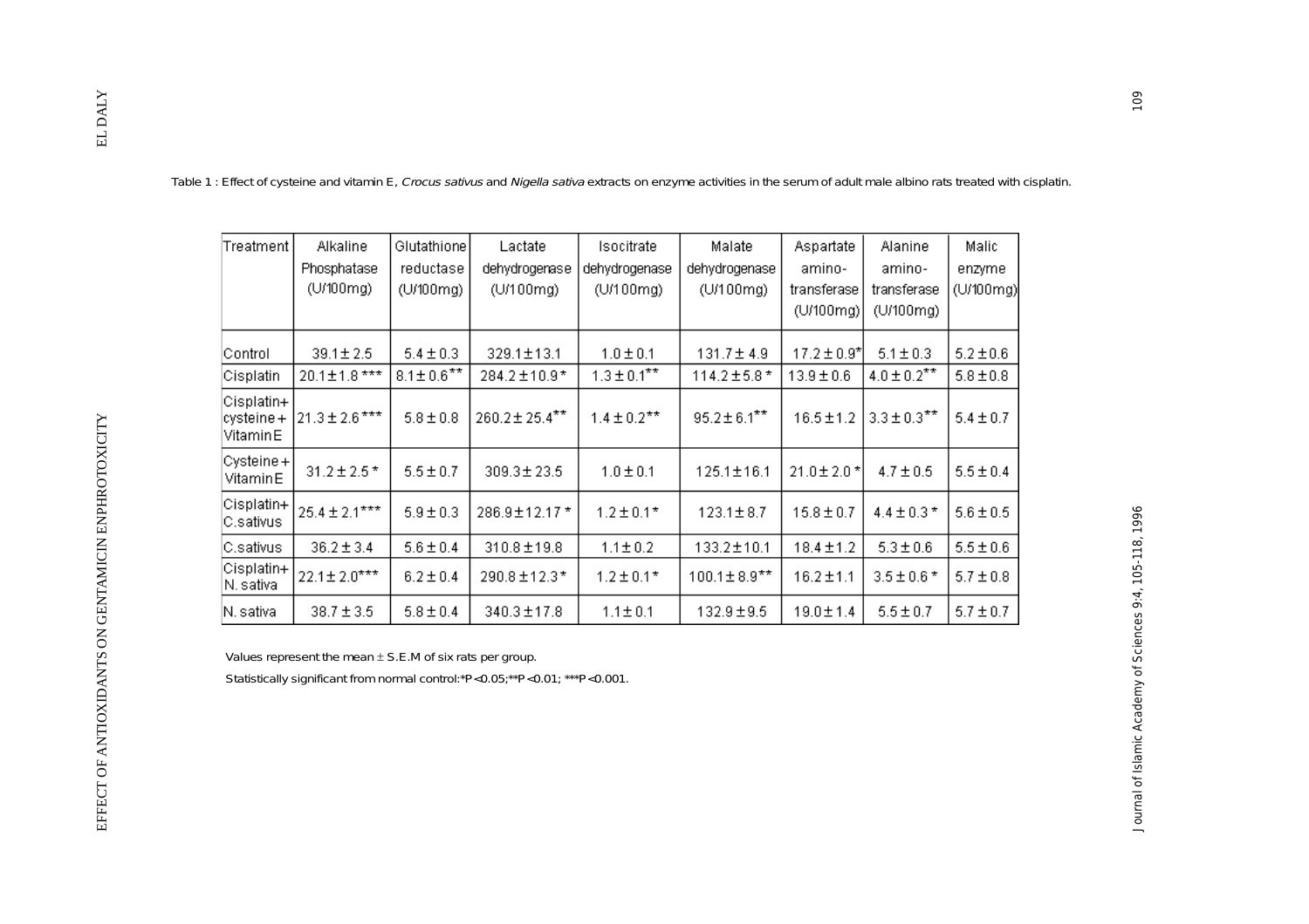Table 1 : Effect of cysteine and vitamin E, *Crocus sativus* and *Nigella sativa* extracts on enzyme activities in the serum of adult male albino rats treated with cisplatin.

| Treatment | Alkaline Phosphatase (U/100mg) | Glutathione reductase (U/100mg) | Lactate dehydrogenase (U/100mg) | Isocitrate dehydrogenase (U/100mg) | Malate dehydrogenase (U/100mg) | Aspartate amino-transferase (U/100mg) | Alanine amino-transferase (U/100mg) | Malic enzyme (U/100mg) |
|---|---|---|---|---|---|---|---|---|
| Control | 39.1 ± 2.5 | 5.4 ± 0.3 | 329.1 ± 13.1 | 1.0 ± 0.1 | 131.7 ± 4.9 | 17.2 ± 0.9* | 5.1 ± 0.3 | 5.2 ± 0.6 |
| Cisplatin | 20.1 ± 1.8 *** | 8.1 ± 0.6** | 284.2 ± 10.9 * | 1.3 ± 0.1** | 114.2 ± 5.8 * | 13.9 ± 0.6 | 4.0 ± 0.2** | 5.8 ± 0.8 |
| Cisplatin+ cysteine + Vitamin E | 21.3 ± 2.6 *** | 5.8 ± 0.8 | 260.2 ± 25.4** | 1.4 ± 0.2** | 95.2 ± 6.1** | 16.5 ± 1.2 | 3.3 ± 0.3** | 5.4 ± 0.7 |
| Cysteine + Vitamin E | 31.2 ± 2.5 * | 5.5 ± 0.7 | 309.3 ± 23.5 | 1.0 ± 0.1 | 125.1 ± 16.1 | 21.0 ± 2.0 * | 4.7 ± 0.5 | 5.5 ± 0.4 |
| Cisplatin+ C.sativus | 25.4 ± 2.1*** | 5.9 ± 0.3 | 286.9 ± 12.17 * | 1.2 ± 0.1* | 123.1 ± 8.7 | 15.8 ± 0.7 | 4.4 ± 0.3 * | 5.6 ± 0.5 |
| C.sativus | 36.2 ± 3.4 | 5.6 ± 0.4 | 310.8 ± 19.8 | 1.1 ± 0.2 | 133.2 ± 10.1 | 18.4 ± 1.2 | 5.3 ± 0.6 | 5.5 ± 0.6 |
| Cisplatin+ N. sativa | 22.1 ± 2.0*** | 6.2 ± 0.4 | 290.8 ± 12.3 * | 1.2 ± 0.1* | 100.1 ± 8.9** | 16.2 ± 1.1 | 3.5 ± 0.6 * | 5.7 ± 0.8 |
| N. sativa | 38.7 ± 3.5 | 5.8 ± 0.4 | 340.3 ± 17.8 | 1.1 ± 0.1 | 132.9 ± 9.5 | 19.0 ± 1.4 | 5.5 ± 0.7 | 5.7 ± 0.7 |

Values represent the mean ± S.E.M of six rats per group.

Statistically significant from normal control:*P<0.05;**P<0.01; ***P<0.001.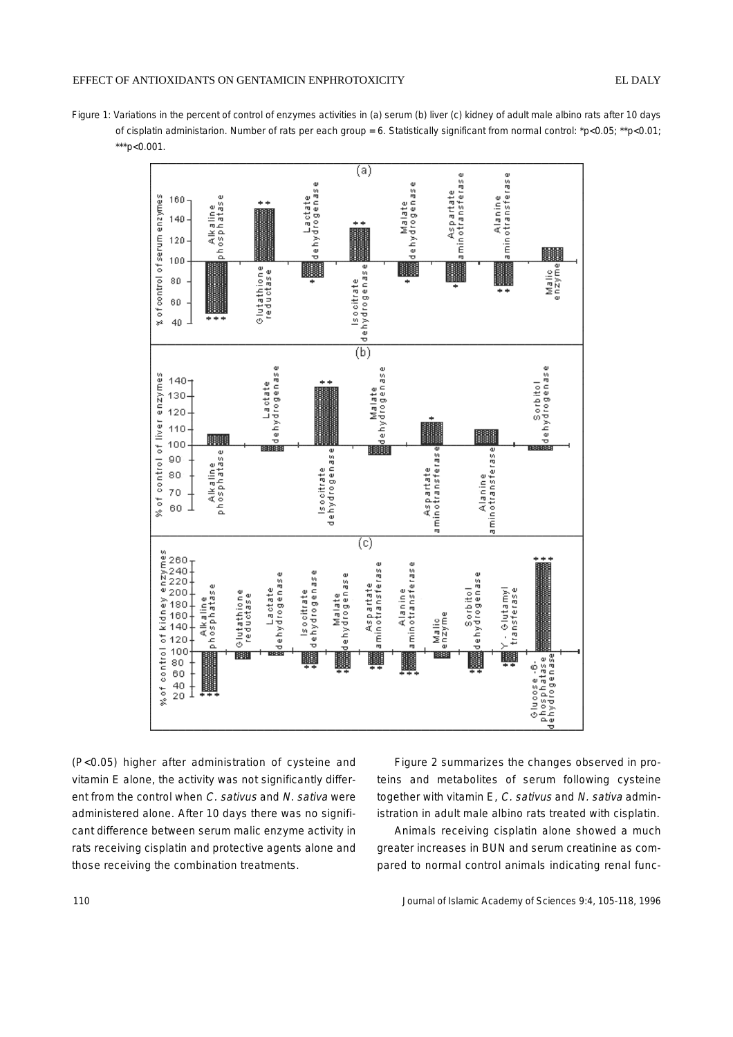Figure 1: Variations in the percent of control of enzymes activities in (a) serum (b) liver (c) kidney of adult male albino rats after 10 days of cisplatin administarion. Number of rats per each group = 6. Statistically significant from normal control: *p<0.05; **p<0.01; ***p<0.001.

(P<0.05) higher after administration of cysteine and vitamin E alone, the activity was not significantly different from the control when *C. sativus* and *N. sativa* were administered alone. After 10 days there was no significant difference between serum malic enzyme activity in rats receiving cisplatin and protective agents alone and those receiving the combination treatments.

Figure 2 summarizes the changes observed in proteins and metabolites of serum following cysteine together with vitamin E, *C. sativus* and *N. sativa* administration in adult male albino rats treated with cisplatin.

Animals receiving cisplatin alone showed a much greater increases in BUN and serum creatinine as compared to normal control animals indicating renal func-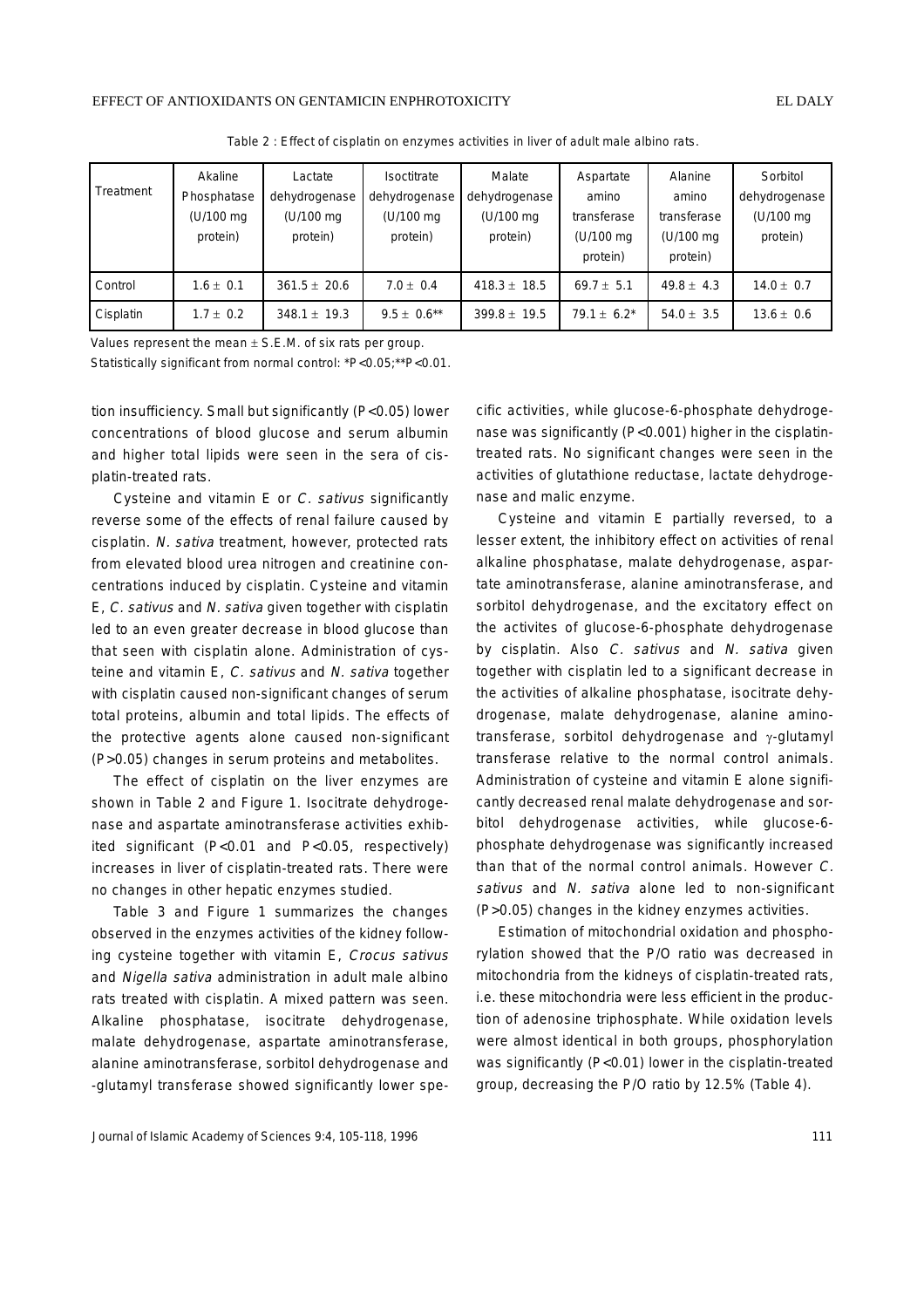Table 2 : Effect of cisplatin on enzymes activities in liver of adult male albino rats.

| Treatment | Akaline Phosphatase (U/100 mg protein) | Lactate dehydrogenase (U/100 mg protein) | Isoctitrate dehydrogenase (U/100 mg protein) | Malate dehydrogenase (U/100 mg protein) | Aspartate amino transferase (U/100 mg protein) | Alanine amino transferase (U/100 mg protein) | Sorbitol dehydrogenase (U/100 mg protein) |
|---|---|---|---|---|---|---|---|
| Control | 1.6 ± 0.1 | 361.5 ± 20.6 | 7.0 ± 0.4 | 418.3 ± 18.5 | 69.7 ± 5.1 | 49.8 ± 4.3 | 14.0 ± 0.7 |
| Cisplatin | 1.7 ± 0.2 | 348.1 ± 19.3 | 9.5 ± 0.6** | 399.8 ± 19.5 | 79.1 ± 6.2* | 54.0 ± 3.5 | 13.6 ± 0.6 |

Values represent the mean ± S.E.M. of six rats per group.

Statistically significant from normal control: *P<0.05;**P<0.01.

tion insufficiency. Small but significantly (P<0.05) lower concentrations of blood glucose and serum albumin and higher total lipids were seen in the sera of cisplatin-treated rats.

Cysteine and vitamin E or *C. sativus* significantly reverse some of the effects of renal failure caused by cisplatin. *N. sativa* treatment, however, protected rats from elevated blood urea nitrogen and creatinine concentrations induced by cisplatin. Cysteine and vitamin E, *C. sativus* and *N. sativa* given together with cisplatin led to an even greater decrease in blood glucose than that seen with cisplatin alone. Administration of cysteine and vitamin E, *C. sativus* and *N. sativa* together with cisplatin caused non-significant changes of serum total proteins, albumin and total lipids. The effects of the protective agents alone caused non-significant (P>0.05) changes in serum proteins and metabolites.

The effect of cisplatin on the liver enzymes are shown in Table 2 and Figure 1. Isocitrate dehydrogenase and aspartate aminotransferase activities exhibited significant (P<0.01 and P<0.05, respectively) increases in liver of cisplatin-treated rats. There were no changes in other hepatic enzymes studied.

Table 3 and Figure 1 summarizes the changes observed in the enzymes activities of the kidney following cysteine together with vitamin E, *Crocus sativus* and *Nigella sativa* administration in adult male albino rats treated with cisplatin. A mixed pattern was seen. Alkaline phosphatase, isocitrate dehydrogenase, malate dehydrogenase, aspartate aminotransferase, alanine aminotransferase, sorbitol dehydrogenase and -glutamyl transferase showed significantly lower specific activities, while glucose-6-phosphate dehydrogenase was significantly (P<0.001) higher in the cisplatin-treated rats. No significant changes were seen in the activities of glutathione reductase, lactate dehydrogenase and malic enzyme.

Cysteine and vitamin E partially reversed, to a lesser extent, the inhibitory effect on activities of renal alkaline phosphatase, malate dehydrogenase, aspartate aminotransferase, alanine aminotransferase, and sorbitol dehydrogenase, and the excitatory effect on the activites of glucose-6-phosphate dehydrogenase by cisplatin. Also *C. sativus* and *N. sativa* given together with cisplatin led to a significant decrease in the activities of alkaline phosphatase, isocitrate dehydrogenase, malate dehydrogenase, alanine aminotransferase, sorbitol dehydrogenase and $\gamma$-glutamyl transferase relative to the normal control animals. Administration of cysteine and vitamin E alone significantly decreased renal malate dehydrogenase and sorbitol dehydrogenase activities, while glucose-6-phosphate dehydrogenase was significantly increased than that of the normal control animals. However *C. sativus* and *N. sativa* alone led to non-significant (P>0.05) changes in the kidney enzymes activities.

Estimation of mitochondrial oxidation and phosphorylation showed that the P/O ratio was decreased in mitochondria from the kidneys of cisplatin-treated rats, i.e. these mitochondria were less efficient in the production of adenosine triphosphate. While oxidation levels were almost identical in both groups, phosphorylation was significantly (P<0.01) lower in the cisplatin-treated group, decreasing the P/O ratio by 12.5% (Table 4).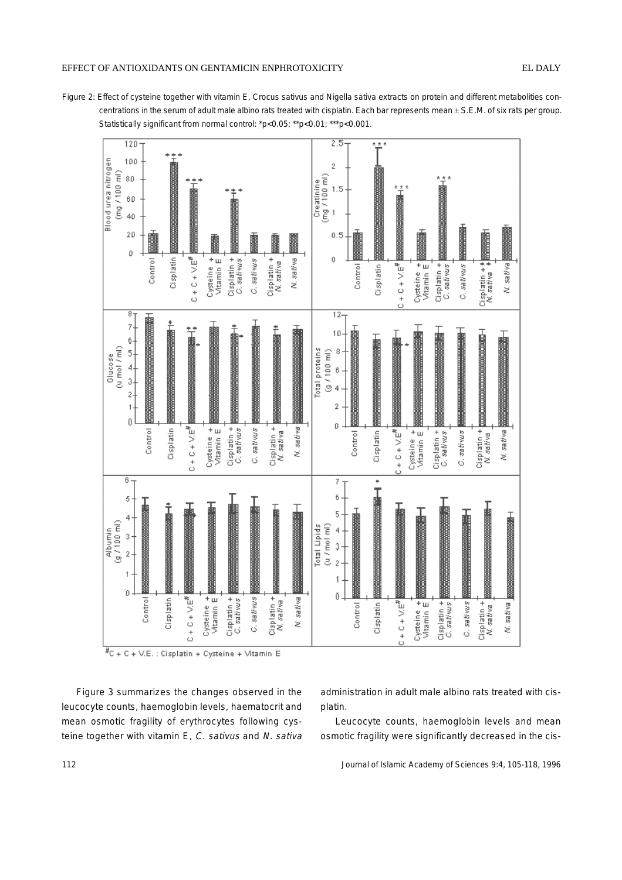Figure 2: Effect of cysteine together with vitamin E, Crocus sativus and Nigella sativa extracts on protein and different metabolities concentrations in the serum of adult male albino rats treated with cisplatin. Each bar represents mean ± S.E.M. of six rats per group. Statistically significant from normal control: *p<0.05; **p<0.01; ***p<0.001.

#C + C + V.E. : Cisplatin + Cysteine + Vitamin E

Figure 3 summarizes the changes observed in the leucocyte counts, haemoglobin levels, haematocrit and mean osmotic fragility of erythrocytes following cysteine together with vitamin E, *C. sativus* and *N. sativa* administration in adult male albino rats treated with cisplatin.

Leucocyte counts, haemoglobin levels and mean osmotic fragility were significantly decreased in the cis-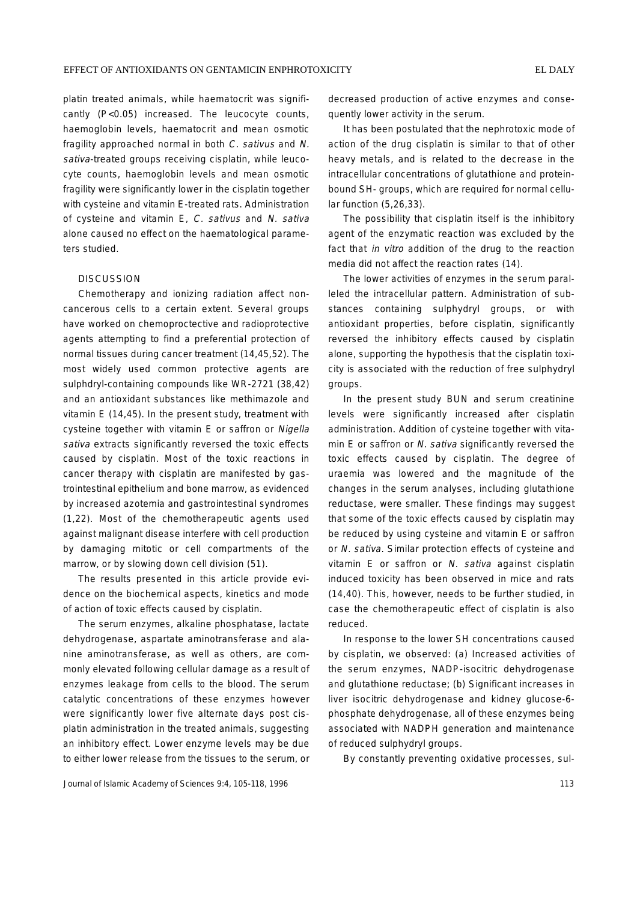platin treated animals, while haematocrit was significantly ($P<0.05$) increased. The leucocyte counts, haemoglobin levels, haematocrit and mean osmotic fragility approached normal in both *C. sativus* and *N. sativa*-treated groups receiving cisplatin, while leucocyte counts, haemoglobin levels and mean osmotic fragility were significantly lower in the cisplatin together with cysteine and vitamin E-treated rats. Administration of cysteine and vitamin E, *C. sativus* and *N. sativa* alone caused no effect on the haematological parameters studied.

## DISCUSSION

Chemotherapy and ionizing radiation affect noncancerous cells to a certain extent. Several groups have worked on chemoproctective and radioprotective agents attempting to find a preferential protection of normal tissues during cancer treatment (14,45,52). The most widely used common protective agents are sulphdryl-containing compounds like WR-2721 (38,42) and an antioxidant substances like methimazole and vitamin E (14,45). In the present study, treatment with cysteine together with vitamin E or saffron or *Nigella sativa* extracts significantly reversed the toxic effects caused by cisplatin. Most of the toxic reactions in cancer therapy with cisplatin are manifested by gastrointestinal epithelium and bone marrow, as evidenced by increased azotemia and gastrointestinal syndromes (1,22). Most of the chemotherapeutic agents used against malignant disease interfere with cell production by damaging mitotic or cell compartments of the marrow, or by slowing down cell division (51).

The results presented in this article provide evidence on the biochemical aspects, kinetics and mode of action of toxic effects caused by cisplatin.

The serum enzymes, alkaline phosphatase, lactate dehydrogenase, aspartate aminotransferase and alanine aminotransferase, as well as others, are commonly elevated following cellular damage as a result of enzymes leakage from cells to the blood. The serum catalytic concentrations of these enzymes however were significantly lower five alternate days post cisplatin administration in the treated animals, suggesting an inhibitory effect. Lower enzyme levels may be due to either lower release from the tissues to the serum, or decreased production of active enzymes and consequently lower activity in the serum.

It has been postulated that the nephrotoxic mode of action of the drug cisplatin is similar to that of other heavy metals, and is related to the decrease in the intracellular concentrations of glutathione and protein-bound SH- groups, which are required for normal cellular function (5,26,33).

The possibility that cisplatin itself is the inhibitory agent of the enzymatic reaction was excluded by the fact that *in vitro* addition of the drug to the reaction media did not affect the reaction rates (14).

The lower activities of enzymes in the serum paralleled the intracellular pattern. Administration of substances containing sulphydryl groups, or with antioxidant properties, before cisplatin, significantly reversed the inhibitory effects caused by cisplatin alone, supporting the hypothesis that the cisplatin toxicity is associated with the reduction of free sulphydryl groups.

In the present study BUN and serum creatinine levels were significantly increased after cisplatin administration. Addition of cysteine together with vitamin E or saffron or *N. sativa* significantly reversed the toxic effects caused by cisplatin. The degree of uraemia was lowered and the magnitude of the changes in the serum analyses, including glutathione reductase, were smaller. These findings may suggest that some of the toxic effects caused by cisplatin may be reduced by using cysteine and vitamin E or saffron or *N. sativa*. Similar protection effects of cysteine and vitamin E or saffron or *N. sativa* against cisplatin induced toxicity has been observed in mice and rats (14,40). This, however, needs to be further studied, in case the chemotherapeutic effect of cisplatin is also reduced.

In response to the lower SH concentrations caused by cisplatin, we observed: (a) Increased activities of the serum enzymes, NADP-isocitric dehydrogenase and glutathione reductase; (b) Significant increases in liver isocitric dehydrogenase and kidney glucose-6-phosphate dehydrogenase, all of these enzymes being associated with NADPH generation and maintenance of reduced sulphydryl groups.

By constantly preventing oxidative processes, sul-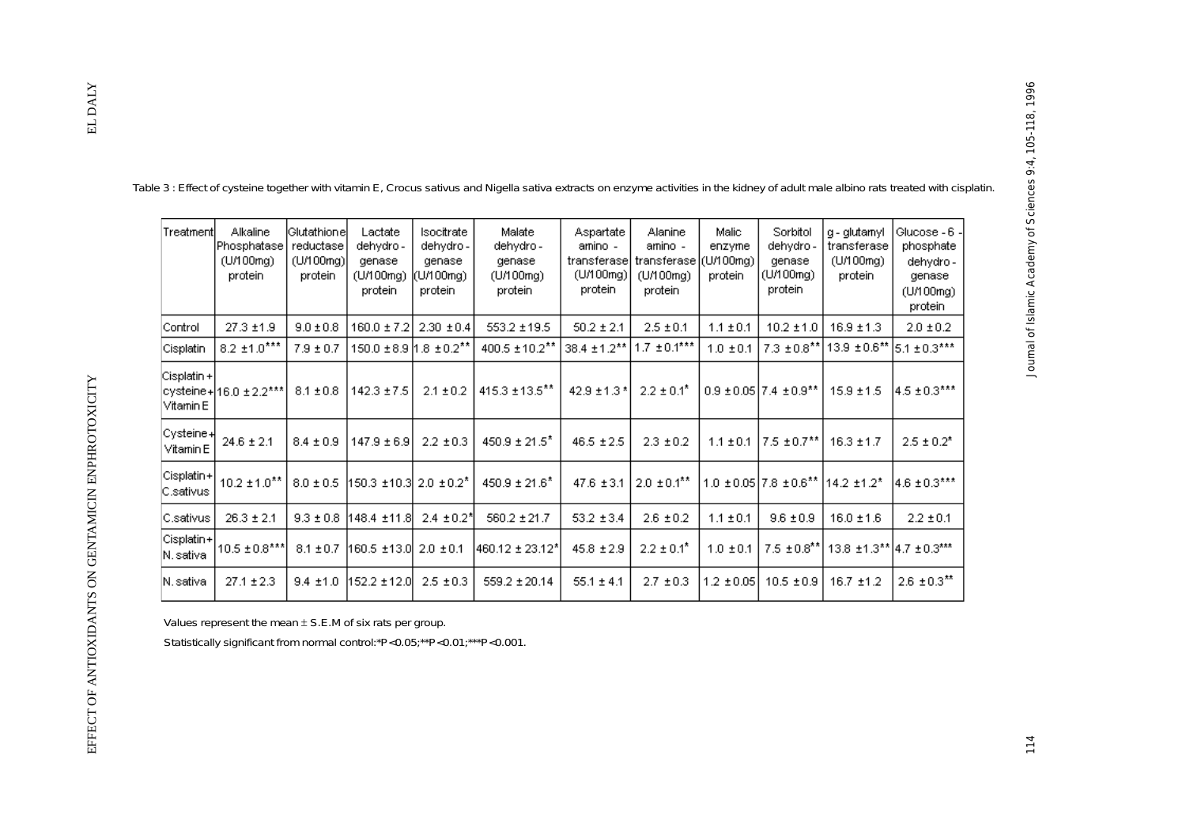Table 3 : Effect of cysteine together with vitamin E, Crocus sativus and Nigella sativa extracts on enzyme activities in the kidney of adult male albino rats treated with cisplatin.

| Treatment | Alkaline Phosphatase (U/100mg) protein | Glutathione reductase (U/100mg) protein | Lactate dehydro-genase (U/100mg) protein | Isocitrate dehydro-genase (U/100mg) protein | Malate dehydro-genase (U/100mg) protein | Aspartate amino - transferase (U/100mg) protein | Alanine amino - transferase (U/100mg) protein | Malic enzyme (U/100mg) protein | Sorbitol dehydro-genase (U/100mg) protein | g - glutamyl transferase (U/100mg) protein | Glucose - 6 - phosphate dehydro-genase (U/100mg) protein |
|---|---|---|---|---|---|---|---|---|---|---|---|
| Control | 27.3 ±1.9 | 9.0 ± 0.8 | 160.0 ± 7.2 | 2.30 ± 0.4 | 553.2 ±19.5 | 50.2 ± 2.1 | 2.5 ± 0.1 | 1.1 ± 0.1 | 10.2 ±1.0 | 16.9 ±1.3 | 2.0 ± 0.2 |
| Cisplatin | 8.2 ±1.0*** | 7.9 ± 0.7 | 150.0 ±8.9 | 1.8 ±0.2** | 400.5 ±10.2** | 38.4 ±1.2** | 1.7 ±0.1*** | 1.0 ±0.1 | 7.3 ±0.8** | 13.9 ±0.6** | 5.1 ±0.3*** |
| Cisplatin + cysteine + Vitamin E | 16.0 ±2.2*** | 8.1 ± 0.8 | 142.3 ±7.5 | 2.1 ± 0.2 | 415.3 ±13.5** | 42.9 ±1.3* | 2.2 ± 0.1* | 0.9 ± 0.05 | 7.4 ±0.9** | 15.9 ±1.5 | 4.5 ±0.3*** |
| Cysteine + Vitamin E | 24.6 ± 2.1 | 8.4 ± 0.9 | 147.9 ± 6.9 | 2.2 ±0.3 | 450.9 ± 21.5* | 46.5 ±2.5 | 2.3 ±0.2 | 1.1 ±0.1 | 7.5 ±0.7** | 16.3 ±1.7 | 2.5 ± 0.2* |
| Cisplatin + C.sativus | 10.2 ±1.0** | 8.0 ± 0.5 | 150.3 ±10.3 | 2.0 ±0.2* | 450.9 ± 21.6* | 47.6 ±3.1 | 2.0 ±0.1** | 1.0 ± 0.05 | 7.8 ±0.6** | 14.2 ±1.2* | 4.6 ±0.3*** |
| C.sativus | 26.3 ± 2.1 | 9.3 ± 0.8 | 148.4 ±11.8 | 2.4 ±0.2* | 560.2 ±21.7 | 53.2 ±3.4 | 2.6 ±0.2 | 1.1 ±0.1 | 9.6 ±0.9 | 16.0 ±1.6 | 2.2 ±0.1 |
| Cisplatin + N. sativa | 10.5 ±0.8*** | 8.1 ±0.7 | 160.5 ±13.0 | 2.0 ±0.1 | 460.12 ± 23.12* | 45.8 ±2.9 | 2.2 ± 0.1* | 1.0 ±0.1 | 7.5 ±0.8** | 13.8 ±1.3** | 4.7 ±0.3*** |
| N. sativa | 27.1 ±2.3 | 9.4 ±1.0 | 152.2 ±12.0 | 2.5 ±0.3 | 559.2 ± 20.14 | 55.1 ± 4.1 | 2.7 ±0.3 | 1.2 ± 0.05 | 10.5 ±0.9 | 16.7 ±1.2 | 2.6 ±0.3** |

Values represent the mean ± S.E.M of six rats per group.

Statistically significant from normal control: $^*P<0.05$; $^{**}P<0.01$; $^{***}P<0.001$.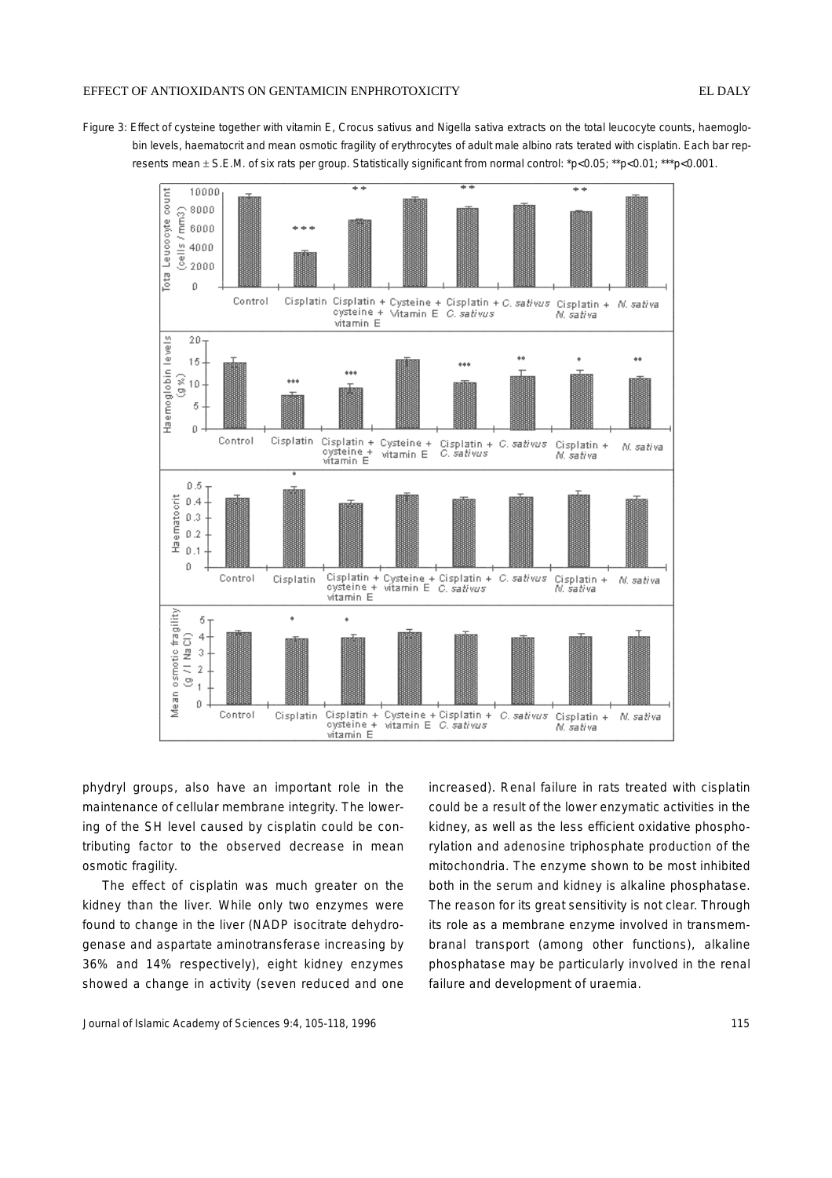Figure 3: Effect of cysteine together with vitamin E, Crocus sativus and Nigella sativa extracts on the total leucocyte counts, haemoglobin levels, haematocrit and mean osmotic fragility of erythrocytes of adult male albino rats terated with cisplatin. Each bar represents mean ± S.E.M. of six rats per group. Statistically significant from normal control: \*p<0.05; \*\*p<0.01; \*\*\*p<0.001.

phydryl groups, also have an important role in the maintenance of cellular membrane integrity. The lowering of the SH level caused by cisplatin could be contributing factor to the observed decrease in mean osmotic fragility.

The effect of cisplatin was much greater on the kidney than the liver. While only two enzymes were found to change in the liver (NADP isocitrate dehydrogenase and aspartate aminotransferase increasing by 36% and 14% respectively), eight kidney enzymes showed a change in activity (seven reduced and one increased). Renal failure in rats treated with cisplatin could be a result of the lower enzymatic activities in the kidney, as well as the less efficient oxidative phosphorylation and adenosine triphosphate production of the mitochondria. The enzyme shown to be most inhibited both in the serum and kidney is alkaline phosphatase. The reason for its great sensitivity is not clear. Through its role as a membrane enzyme involved in transmembranal transport (among other functions), alkaline phosphatase may be particularly involved in the renal failure and development of uraemia.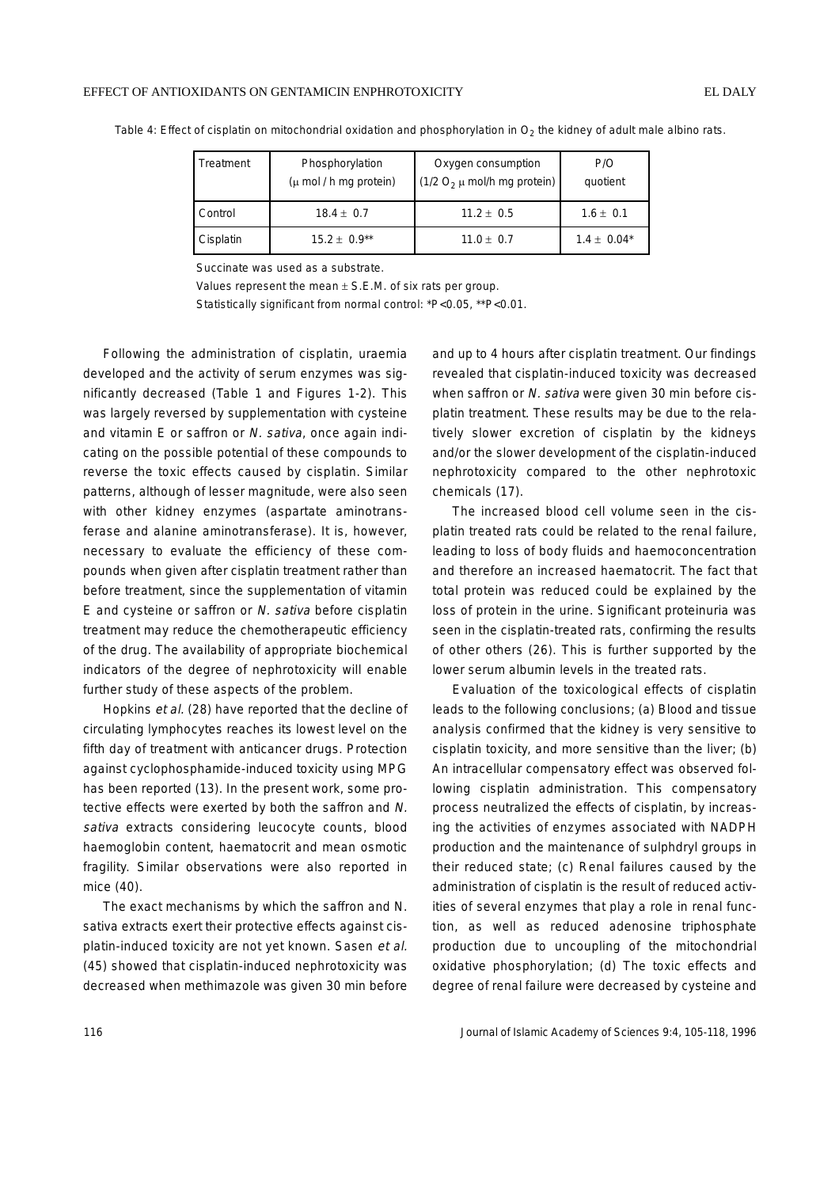Table 4: Effect of cisplatin on mitochondrial oxidation and phosphorylation in $O_2$ the kidney of adult male albino rats.

| Treatment | Phosphorylation (μ mol / h mg protein) | Oxygen consumption (1/2 $O_2$ μ mol/h mg protein) | P/O quotient |
|---|---|---|---|
| Control | 18.4 ± 0.7 | 11.2 ± 0.5 | 1.6 ± 0.1 |
| Cisplatin | 15.2 ± 0.9** | 11.0 ± 0.7 | 1.4 ± 0.04* |

Succinate was used as a substrate.

Values represent the mean ± S.E.M. of six rats per group.

Statistically significant from normal control: *P<0.05, **P<0.01.

Following the administration of cisplatin, uraemia developed and the activity of serum enzymes was significantly decreased (Table 1 and Figures 1-2). This was largely reversed by supplementation with cysteine and vitamin E or saffron or *N. sativa*, once again indicating on the possible potential of these compounds to reverse the toxic effects caused by cisplatin. Similar patterns, although of lesser magnitude, were also seen with other kidney enzymes (aspartate aminotransferase and alanine aminotransferase). It is, however, necessary to evaluate the efficiency of these compounds when given after cisplatin treatment rather than before treatment, since the supplementation of vitamin E and cysteine or saffron or *N. sativa* before cisplatin treatment may reduce the chemotherapeutic efficiency of the drug. The availability of appropriate biochemical indicators of the degree of nephrotoxicity will enable further study of these aspects of the problem.

Hopkins *et al.* (28) have reported that the decline of circulating lymphocytes reaches its lowest level on the fifth day of treatment with anticancer drugs. Protection against cyclophosphamide-induced toxicity using MPG has been reported (13). In the present work, some protective effects were exerted by both the saffron and *N. sativa* extracts considering leucocyte counts, blood haemoglobin content, haematocrit and mean osmotic fragility. Similar observations were also reported in mice (40).

The exact mechanisms by which the saffron and N. sativa extracts exert their protective effects against cisplatin-induced toxicity are not yet known. Sasen *et al.* (45) showed that cisplatin-induced nephrotoxicity was decreased when methimazole was given 30 min before and up to 4 hours after cisplatin treatment. Our findings revealed that cisplatin-induced toxicity was decreased when saffron or *N. sativa* were given 30 min before cisplatin treatment. These results may be due to the relatively slower excretion of cisplatin by the kidneys and/or the slower development of the cisplatin-induced nephrotoxicity compared to the other nephrotoxic chemicals (17).

The increased blood cell volume seen in the cisplatin treated rats could be related to the renal failure, leading to loss of body fluids and haemoconcentration and therefore an increased haematocrit. The fact that total protein was reduced could be explained by the loss of protein in the urine. Significant proteinuria was seen in the cisplatin-treated rats, confirming the results of other others (26). This is further supported by the lower serum albumin levels in the treated rats.

Evaluation of the toxicological effects of cisplatin leads to the following conclusions; (a) Blood and tissue analysis confirmed that the kidney is very sensitive to cisplatin toxicity, and more sensitive than the liver; (b) An intracellular compensatory effect was observed following cisplatin administration. This compensatory process neutralized the effects of cisplatin, by increasing the activities of enzymes associated with NADPH production and the maintenance of sulphdryl groups in their reduced state; (c) Renal failures caused by the administration of cisplatin is the result of reduced activities of several enzymes that play a role in renal function, as well as reduced adenosine triphosphate production due to uncoupling of the mitochondrial oxidative phosphorylation; (d) The toxic effects and degree of renal failure were decreased by cysteine and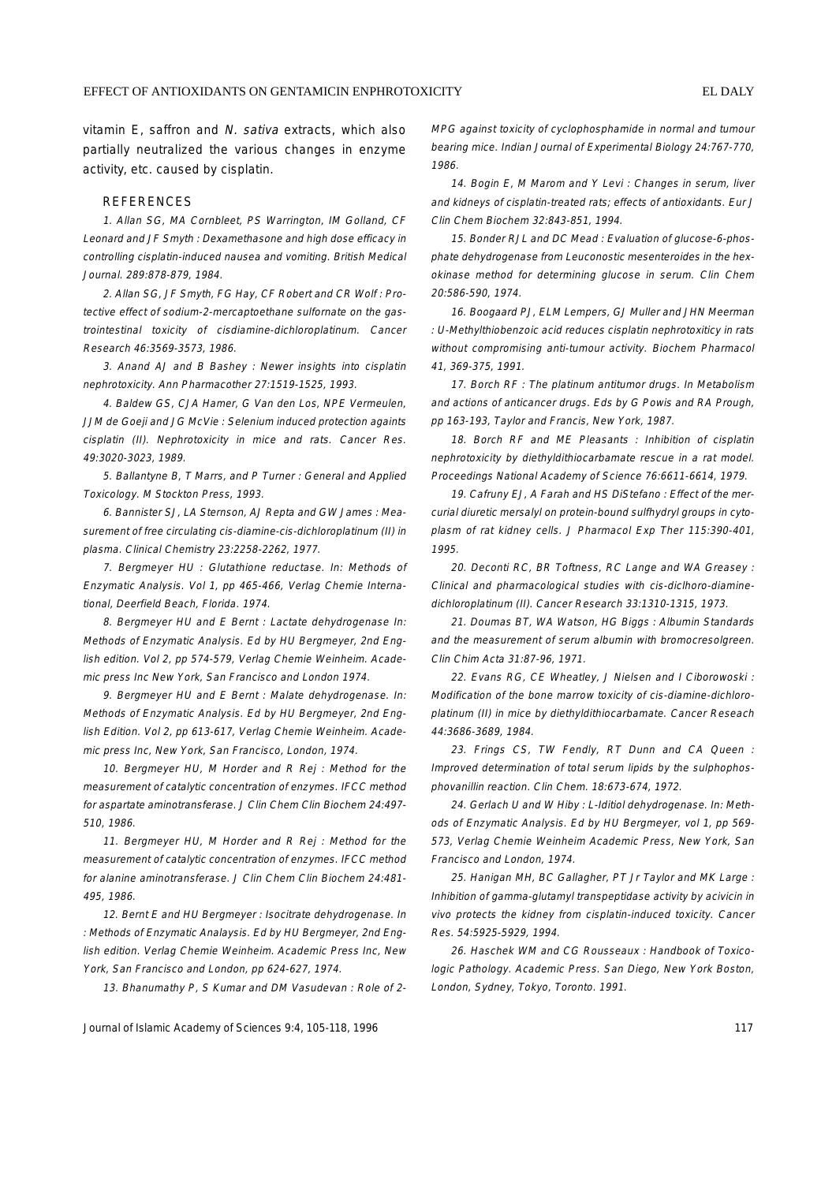vitamin E, saffron and *N. sativa* extracts, which also partially neutralized the various changes in enzyme activity, etc. caused by cisplatin.

## REFERENCES

*1. Allan SG, MA Cornbleet, PS Warrington, IM Golland, CF Leonard and JF Smyth : Dexamethasone and high dose efficacy in controlling cisplatin-induced nausea and vomiting. British Medical Journal. 289:878-879, 1984.*

*2. Allan SG, JF Smyth, FG Hay, CF Robert and CR Wolf : Protective effect of sodium-2-mercaptoethane sulfornate on the gastrointestinal toxicity of cisdiamine-dichloroplatinum. Cancer Research 46:3569-3573, 1986.*

*3. Anand AJ and B Bashey : Newer insights into cisplatin nephrotoxicity. Ann Pharmacother 27:1519-1525, 1993.*

*4. Baldew GS, CJA Hamer, G Van den Los, NPE Vermeulen, JJM de Goeji and JG McVie : Selenium induced protection againts cisplatin (II). Nephrotoxicity in mice and rats. Cancer Res. 49:3020-3023, 1989.*

*5. Ballantyne B, T Marrs, and P Turner : General and Applied Toxicology. M Stockton Press, 1993.*

*6. Bannister SJ, LA Sternson, AJ Repta and GW James : Measurement of free circulating cis-diamine-cis-dichloroplatinum (II) in plasma. Clinical Chemistry 23:2258-2262, 1977.*

*7. Bergmeyer HU : Glutathione reductase. In: Methods of Enzymatic Analysis. Vol 1, pp 465-466, Verlag Chemie International, Deerfield Beach, Florida. 1974.*

*8. Bergmeyer HU and E Bernt : Lactate dehydrogenase In: Methods of Enzymatic Analysis. Ed by HU Bergmeyer, 2nd English edition. Vol 2, pp 574-579, Verlag Chemie Weinheim. Academic press Inc New York, San Francisco and London 1974.*

*9. Bergmeyer HU and E Bernt : Malate dehydrogenase. In: Methods of Enzymatic Analysis. Ed by HU Bergmeyer, 2nd English Edition. Vol 2, pp 613-617, Verlag Chemie Weinheim. Academic press Inc, New York, San Francisco, London, 1974.*

*10. Bergmeyer HU, M Horder and R Rej : Method for the measurement of catalytic concentration of enzymes. IFCC method for aspartate aminotransferase. J Clin Chem Clin Biochem 24:497-510, 1986.*

*11. Bergmeyer HU, M Horder and R Rej : Method for the measurement of catalytic concentration of enzymes. IFCC method for alanine aminotransferase. J Clin Chem Clin Biochem 24:481-495, 1986.*

*12. Bernt E and HU Bergmeyer : Isocitrate dehydrogenase. In : Methods of Enzymatic Anaalysis. Ed by HU Bergmeyer, 2nd English edition. Verlag Chemie Weinheim. Academic Press Inc, New York, San Francisco and London, pp 624-627, 1974.*

*13. Bhanumathy P, S Kumar and DM Vasudevan : Role of 2-MPG against toxicity of cyclophosphamide in normal and tumour bearing mice. Indian Journal of Experimental Biology 24:767-770, 1986.*

*14. Bogin E, M Marom and Y Levi : Changes in serum, liver and kidneys of cisplatin-treated rats; effects of antioxidants. Eur J Clin Chem Biochem 32:843-851, 1994.*

*15. Bonder RJL and DC Mead : Evaluation of glucose-6-phosphate dehydrogenase from Leuconostic mesenteroides in the hexokinase method for determining glucose in serum. Clin Chem 20:586-590, 1974.*

*16. Boogaard PJ, ELM Lempers, GJ Muller and JHN Meerman : U-Methylthiobenzoic acid reduces cisplatin nephrotoxiticy in rats without compromising anti-tumour activity. Biochem Pharmacol 41, 369-375, 1991.*

*17. Borch RF : The platinum antitumor drugs. In Metabolism and actions of anticancer drugs. Eds by G Powis and RA Prough, pp 163-193, Taylor and Francis, New York, 1987.*

*18. Borch RF and ME Pleasants : Inhibition of cisplatin nephrotoxicity by diethyldithiocarbamate rescue in a rat model. Proceedings National Academy of Science 76:6611-6614, 1979.*

*19. Cafruny EJ, A Farah and HS DiStefano : Effect of the mercurial diuretic mersalyl on protein-bound sulfhydryl groups in cytoplasm of rat kidney cells. J Pharmacol Exp Ther 115:390-401, 1995.*

*20. Deconti RC, BR Toftness, RC Lange and WA Greasey : Clinical and pharmacological studies with cis-diclhoro-diamine-dichloroplatinum (II). Cancer Research 33:1310-1315, 1973.*

*21. Doumas BT, WA Watson, HG Biggs : Albumin Standards and the measurement of serum albumin with bromocresolgreen. Clin Chim Acta 31:87-96, 1971.*

*22. Evans RG, CE Wheatley, J Nielsen and I Ciborowoski : Modification of the bone marrow toxicity of cis-diamine-dichloroplatinum (II) in mice by diethyldithiocarbamate. Cancer Reseach 44:3686-3689, 1984.*

*23. Frings CS, TW Fendly, RT Dunn and CA Queen : Improved determination of total serum lipids by the sulphophosphovanillin reaction. Clin Chem. 18:673-674, 1972.*

*24. Gerlach U and W Hiby : L-Iditiol dehydrogenase. In: Methods of Enzymatic Analysis. Ed by HU Bergmeyer, vol 1, pp 569-573, Verlag Chemie Weinheim Academic Press, New York, San Francisco and London, 1974.*

*25. Hanigan MH, BC Gallagher, PT Jr Taylor and MK Large : Inhibition of gamma-glutamyl transpeptidase activity by acivicin in vivo protects the kidney from cisplatin-induced toxicity. Cancer Res. 54:5925-5929, 1994.*

*26. Haschek WM and CG Rousseaux : Handbook of Toxicologic Pathology. Academic Press. San Diego, New York Boston, London, Sydney, Tokyo, Toronto. 1991.*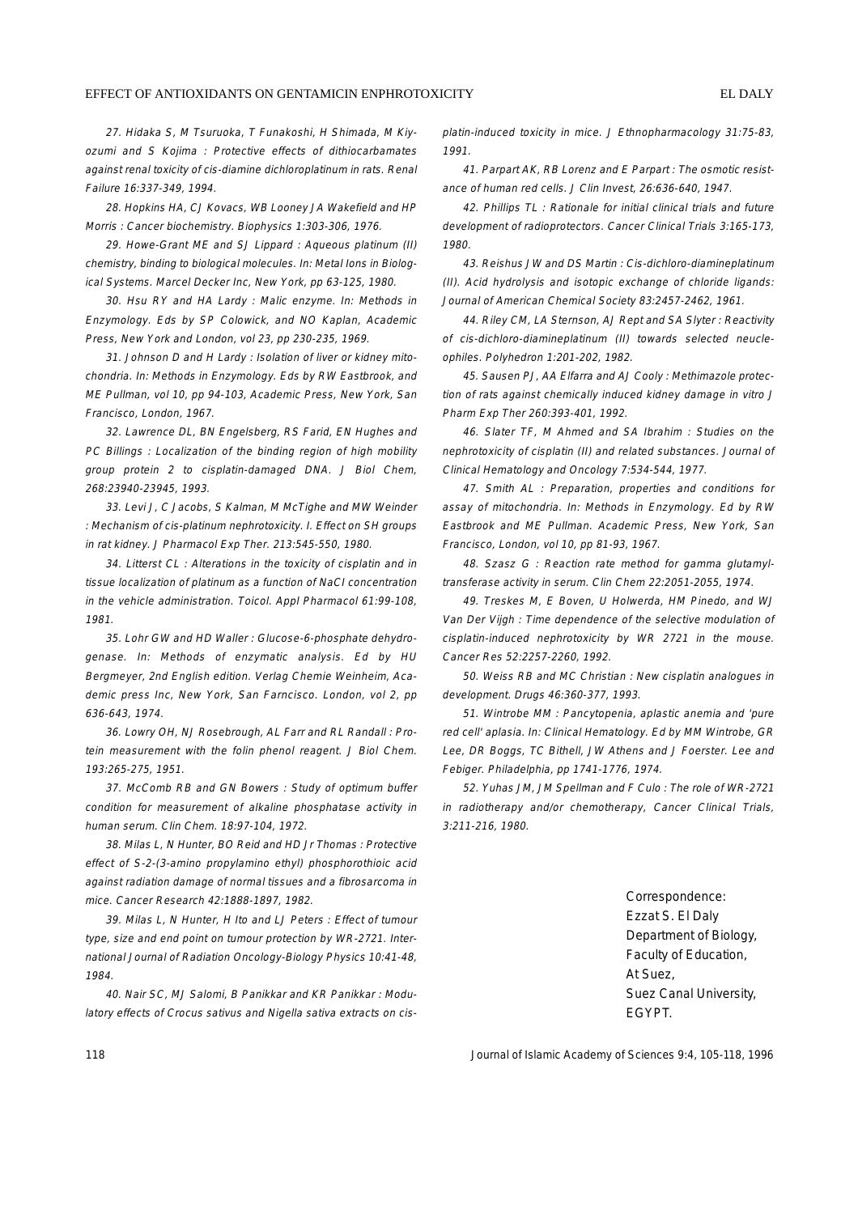*27. Hidaka S, M Tsuruoka, T Funakoshi, H Shimada, M Kiyozumi and S Kojima : Protective effects of dithiocarbamates against renal toxicity of cis-diamine dichloroplatinum in rats. Renal Failure 16:337-349, 1994.*

*28. Hopkins HA, CJ Kovacs, WB Looney JA Wakefield and HP Morris : Cancer biochemistry. Biophysics 1:303-306, 1976.*

*29. Howe-Grant ME and SJ Lippard : Aqueous platinum (II) chemistry, binding to biological molecules. In: Metal Ions in Biological Systems. Marcel Decker Inc, New York, pp 63-125, 1980.*

*30. Hsu RY and HA Lardy : Malic enzyme. In: Methods in Enzymology. Eds by SP Colowick, and NO Kaplan, Academic Press, New York and London, vol 23, pp 230-235, 1969.*

*31. Johnson D and H Lardy : Isolation of liver or kidney mitochondria. In: Methods in Enzymology. Eds by RW Eastbrook, and ME Pullman, vol 10, pp 94-103, Academic Press, New York, San Francisco, London, 1967.*

*32. Lawrence DL, BN Engelsberg, RS Farid, EN Hughes and PC Billings : Localization of the binding region of high mobility group protein 2 to cisplatin-damaged DNA. J Biol Chem, 268:23940-23945, 1993.*

*33. Levi J, C Jacobs, S Kalman, M McTighe and MW Weinder : Mechanism of cis-platinum nephrotoxicity. I. Effect on SH groups in rat kidney. J Pharmacol Exp Ther. 213:545-550, 1980.*

*34. Litterst CL : Alterations in the toxicity of cisplatin and in tissue localization of platinum as a function of NaCl concentration in the vehicle administration. Toicol. Appl Pharmacol 61:99-108, 1981.*

*35. Lohr GW and HD Waller : Glucose-6-phosphate dehydrogenase. In: Methods of enzymatic analysis. Ed by HU Bergmeyer, 2nd English edition. Verlag Chemie Weinheim, Academic press Inc, New York, San Farncisco. London, vol 2, pp 636-643, 1974.*

*36. Lowry OH, NJ Rosebrough, AL Farr and RL Randall : Protein measurement with the folin phenol reagent. J Biol Chem. 193:265-275, 1951.*

*37. McComb RB and GN Bowers : Study of optimum buffer condition for measurement of alkaline phosphatase activity in human serum. Clin Chem. 18:97-104, 1972.*

*38. Milas L, N Hunter, BO Reid and HD Jr Thomas : Protective effect of S-2-(3-amino propylamino ethyl) phosphorothioic acid against radiation damage of normal tissues and a fibrosarcoma in mice. Cancer Research 42:1888-1897, 1982.*

*39. Milas L, N Hunter, H Ito and LJ Peters : Effect of tumour type, size and end point on tumour protection by WR-2721. International Journal of Radiation Oncology-Biology Physics 10:41-48, 1984.*

*40. Nair SC, MJ Salomi, B Panikkar and KR Panikkar : Modulatory effects of Crocus sativus and Nigella sativa extracts on cisplatin-induced toxicity in mice. J Ethnopharmacology 31:75-83, 1991.*

*41. Parpart AK, RB Lorenz and E Parpart : The osmotic resistance of human red cells. J Clin Invest, 26:636-640, 1947.*

*42. Phillips TL : Rationale for initial clinical trials and future development of radioprotectors. Cancer Clinical Trials 3:165-173, 1980.*

*43. Reishus JW and DS Martin : Cis-dichloro-diamineplatinum (II). Acid hydrolysis and isotopic exchange of chloride ligands: Journal of American Chemical Society 83:2457-2462, 1961.*

*44. Riley CM, LA Sternson, AJ Rept and SA Slyter : Reactivity of cis-dichloro-diamineplatinum (II) towards selected neucleophiles. Polyhedron 1:201-202, 1982.*

*45. Sausen PJ, AA Elfarra and AJ Cooly : Methimazole protection of rats against chemically induced kidney damage in vitro J Pharm Exp Ther 260:393-401, 1992.*

*46. Slater TF, M Ahmed and SA Ibrahim : Studies on the nephrotoxicity of cisplatin (II) and related substances. Journal of Clinical Hematology and Oncology 7:534-544, 1977.*

*47. Smith AL : Preparation, properties and conditions for assay of mitochondria. In: Methods in Enzymology. Ed by RW Eastbrook and ME Pullman. Academic Press, New York, San Francisco, London, vol 10, pp 81-93, 1967.*

*48. Szasz G : Reaction rate method for gamma glutamyltransferase activity in serum. Clin Chem 22:2051-2055, 1974.*

*49. Treskes M, E Boven, U Holwerda, HM Pinedo, and WJ Van Der Vijgh : Time dependence of the selective modulation of cisplatin-induced nephrotoxicity by WR 2721 in the mouse. Cancer Res 52:2257-2260, 1992.*

*50. Weiss RB and MC Christian : New cisplatin analogues in development. Drugs 46:360-377, 1993.*

*51. Wintrobe MM : Pancytopenia, aplastic anemia and 'pure red cell' aplasia. In: Clinical Hematology. Ed by MM Wintrobe, GR Lee, DR Boggs, TC Bithell, JW Athens and J Foerster. Lee and Febiger. Philadelphia, pp 1741-1776, 1974.*

*52. Yuhas JM, JM Spellman and F Culo : The role of WR-2721 in radiotherapy and/or chemotherapy, Cancer Clinical Trials, 3:211-216, 1980.*

Correspondence:
Ezzat S. El Daly
Department of Biology,
Faculty of Education,
At Suez,
Suez Canal University,
EGYPT.